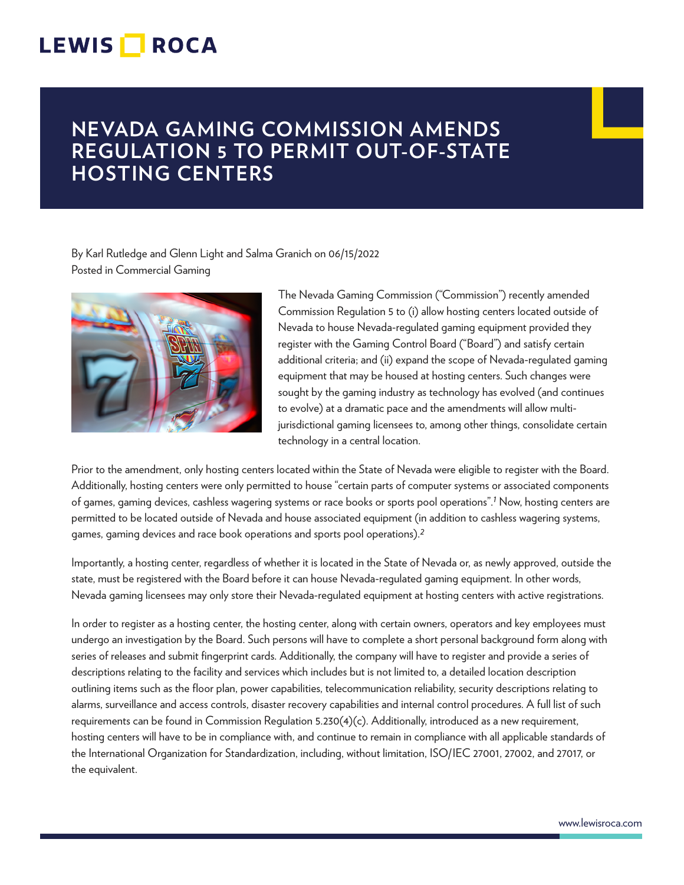# NEVADA GAMING COMMISSION AMENDS REGULATION 5 TO PERMIT OUT-OF-STATE HOSTING CENTERS

By Karl Rutledge and Glenn Light and Salma Granich on 06/15/2022
Posted in Commercial Gaming

The Nevada Gaming Commission ("Commission") recently amended Commission Regulation 5 to (i) allow hosting centers located outside of Nevada to house Nevada-regulated gaming equipment provided they register with the Gaming Control Board ("Board") and satisfy certain additional criteria; and (ii) expand the scope of Nevada-regulated gaming equipment that may be housed at hosting centers. Such changes were sought by the gaming industry as technology has evolved (and continues to evolve) at a dramatic pace and the amendments will allow multi-jurisdictional gaming licensees to, among other things, consolidate certain technology in a central location.

Prior to the amendment, only hosting centers located within the State of Nevada were eligible to register with the Board. Additionally, hosting centers were only permitted to house "certain parts of computer systems or associated components of games, gaming devices, cashless wagering systems or race books or sports pool operations".[1] Now, hosting centers are permitted to be located outside of Nevada and house associated equipment (in addition to cashless wagering systems, games, gaming devices and race book operations and sports pool operations).[2]

Importantly, a hosting center, regardless of whether it is located in the State of Nevada or, as newly approved, outside the state, must be registered with the Board before it can house Nevada-regulated gaming equipment. In other words, Nevada gaming licensees may only store their Nevada-regulated equipment at hosting centers with active registrations.

In order to register as a hosting center, the hosting center, along with certain owners, operators and key employees must undergo an investigation by the Board. Such persons will have to complete a short personal background form along with series of releases and submit fingerprint cards. Additionally, the company will have to register and provide a series of descriptions relating to the facility and services which includes but is not limited to, a detailed location description outlining items such as the floor plan, power capabilities, telecommunication reliability, security descriptions relating to alarms, surveillance and access controls, disaster recovery capabilities and internal control procedures. A full list of such requirements can be found in Commission Regulation 5.230(4)(c). Additionally, introduced as a new requirement, hosting centers will have to be in compliance with, and continue to remain in compliance with all applicable standards of the International Organization for Standardization, including, without limitation, ISO/IEC 27001, 27002, and 27017, or the equivalent.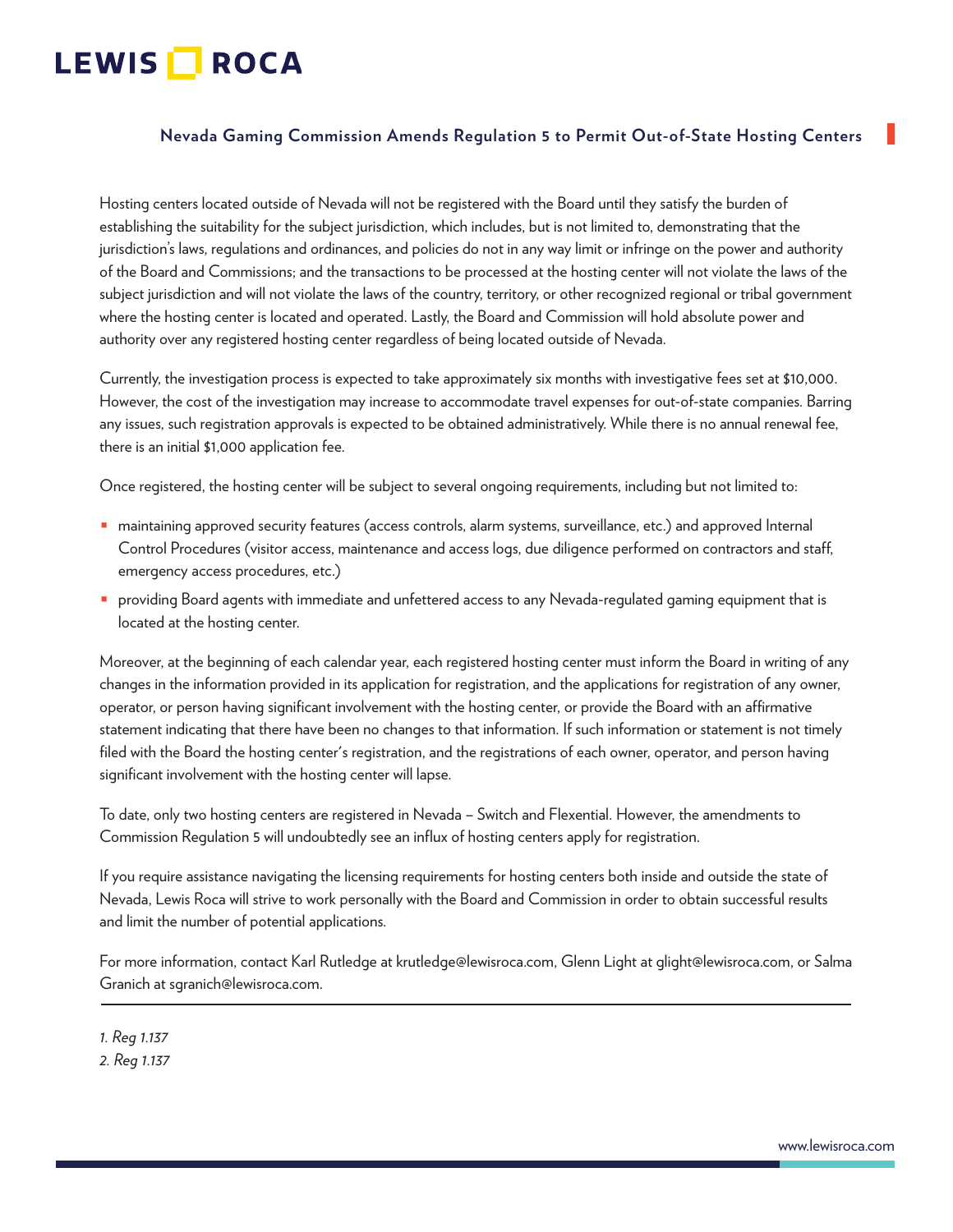Hosting centers located outside of Nevada will not be registered with the Board until they satisfy the burden of establishing the suitability for the subject jurisdiction, which includes, but is not limited to, demonstrating that the jurisdiction's laws, regulations and ordinances, and policies do not in any way limit or infringe on the power and authority of the Board and Commissions; and the transactions to be processed at the hosting center will not violate the laws of the subject jurisdiction and will not violate the laws of the country, territory, or other recognized regional or tribal government where the hosting center is located and operated. Lastly, the Board and Commission will hold absolute power and authority over any registered hosting center regardless of being located outside of Nevada.

Currently, the investigation process is expected to take approximately six months with investigative fees set at $10,000. However, the cost of the investigation may increase to accommodate travel expenses for out-of-state companies. Barring any issues, such registration approvals is expected to be obtained administratively. While there is no annual renewal fee, there is an initial $1,000 application fee.

Once registered, the hosting center will be subject to several ongoing requirements, including but not limited to:

- maintaining approved security features (access controls, alarm systems, surveillance, etc.) and approved Internal Control Procedures (visitor access, maintenance and access logs, due diligence performed on contractors and staff, emergency access procedures, etc.)
- providing Board agents with immediate and unfettered access to any Nevada-regulated gaming equipment that is located at the hosting center.

Moreover, at the beginning of each calendar year, each registered hosting center must inform the Board in writing of any changes in the information provided in its application for registration, and the applications for registration of any owner, operator, or person having significant involvement with the hosting center, or provide the Board with an affirmative statement indicating that there have been no changes to that information. If such information or statement is not timely filed with the Board the hosting center's registration, and the registrations of each owner, operator, and person having significant involvement with the hosting center will lapse.

To date, only two hosting centers are registered in Nevada – Switch and Flexential. However, the amendments to Commission Regulation 5 will undoubtedly see an influx of hosting centers apply for registration.

If you require assistance navigating the licensing requirements for hosting centers both inside and outside the state of Nevada, Lewis Roca will strive to work personally with the Board and Commission in order to obtain successful results and limit the number of potential applications.

For more information, contact Karl Rutledge at krutledge@lewisroca.com, Glenn Light at glight@lewisroca.com, or Salma Granich at sgranich@lewisroca.com.

---

*1. Reg 1.137*
*2. Reg 1.137*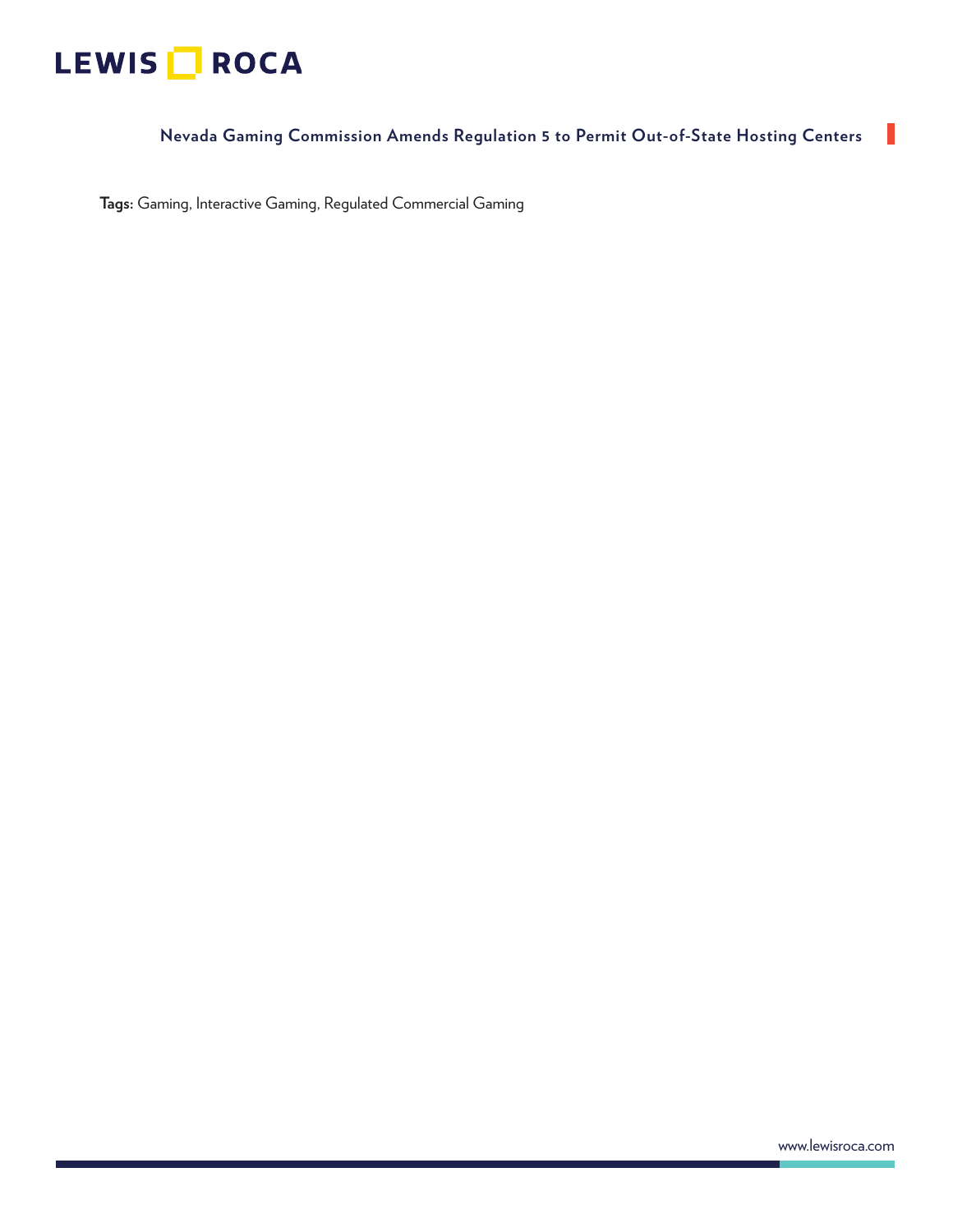**Tags:** Gaming, Interactive Gaming, Regulated Commercial Gaming